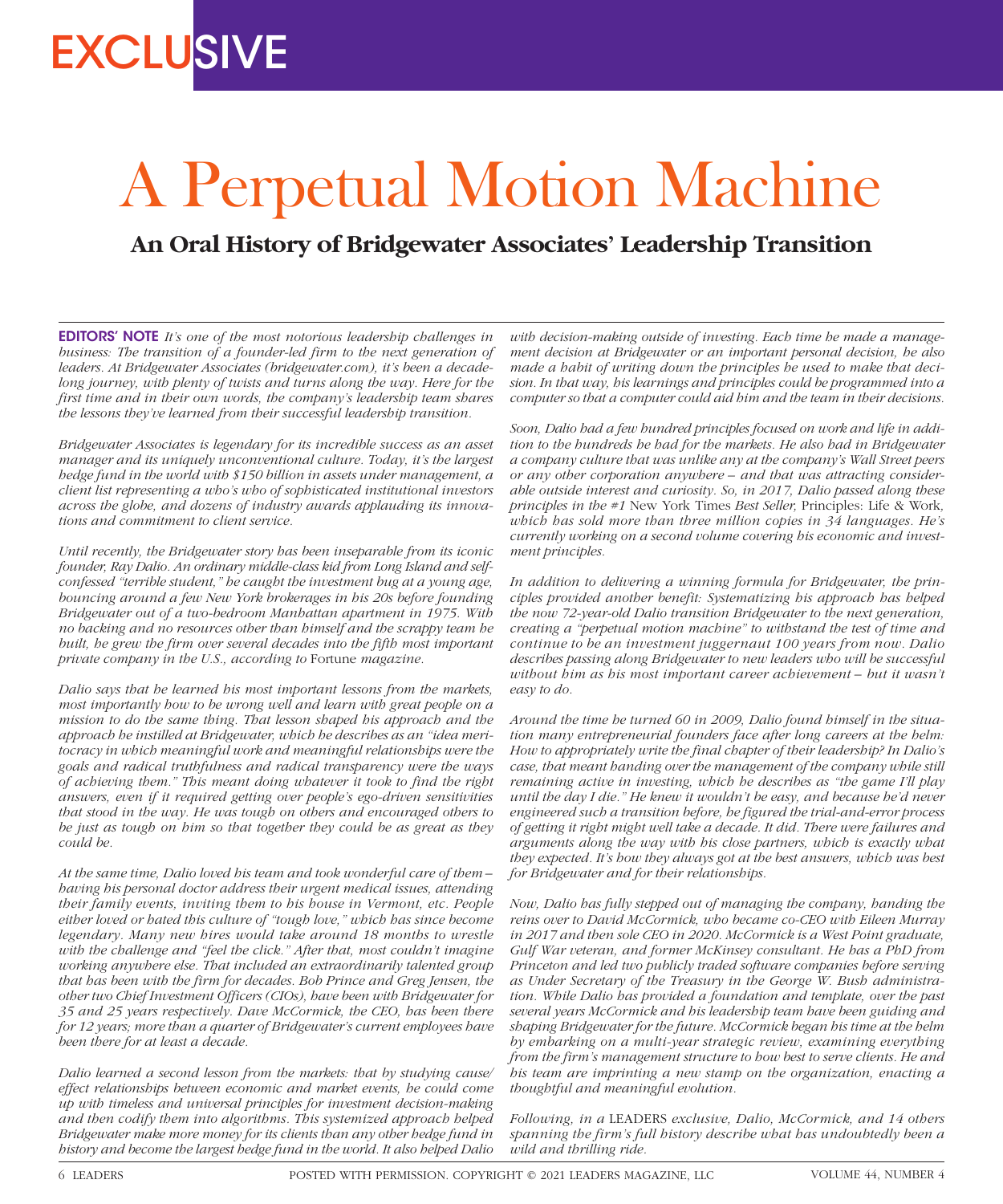EXCLUSIVE

# A Perpetual Motion Machine

## An Oral History of Bridgewater Associates' Leadership Transition

**EDITORS' NOTE** *It's one of the most notorious leadership challenges in business: The transition of a founder-led firm to the next generation of leaders. At Bridgewater Associates (bridgewater.com), it's been a decade-long journey, with plenty of twists and turns along the way. Here for the first time and in their own words, the company's leadership team shares the lessons they've learned from their successful leadership transition.*

*Bridgewater Associates is legendary for its incredible success as an asset manager and its uniquely unconventional culture. Today, it's the largest hedge fund in the world with $150 billion in assets under management, a client list representing a who's who of sophisticated institutional investors across the globe, and dozens of industry awards applauding its innovations and commitment to client service.*

*Until recently, the Bridgewater story has been inseparable from its iconic founder, Ray Dalio. An ordinary middle-class kid from Long Island and self-confessed "terrible student," he caught the investment bug at a young age, bouncing around a few New York brokerages in his 20s before founding Bridgewater out of a two-bedroom Manhattan apartment in 1975. With no backing and no resources other than himself and the scrappy team he built, he grew the firm over several decades into the fifth most important private company in the U.S., according to* Fortune *magazine.*

*Dalio says that he learned his most important lessons from the markets, most importantly how to be wrong well and learn with great people on a mission to do the same thing. That lesson shaped his approach and the approach he instilled at Bridgewater, which he describes as an "idea meritocracy in which meaningful work and meaningful relationships were the goals and radical truthfulness and radical transparency were the ways of achieving them." This meant doing whatever it took to find the right answers, even if it required getting over people's ego-driven sensitivities that stood in the way. He was tough on others and encouraged others to be just as tough on him so that together they could be as great as they could be.*

*At the same time, Dalio loved his team and took wonderful care of them – having his personal doctor address their urgent medical issues, attending their family events, inviting them to his house in Vermont, etc. People either loved or hated this culture of "tough love," which has since become legendary. Many new hires would take around 18 months to wrestle with the challenge and "feel the click." After that, most couldn't imagine working anywhere else. That included an extraordinarily talented group that has been with the firm for decades. Bob Prince and Greg Jensen, the other two Chief Investment Officers (CIOs), have been with Bridgewater for 35 and 25 years respectively. Dave McCormick, the CEO, has been there for 12 years; more than a quarter of Bridgewater's current employees have been there for at least a decade.*

*Dalio learned a second lesson from the markets: that by studying cause/effect relationships between economic and market events, he could come up with timeless and universal principles for investment decision-making and then codify them into algorithms. This systemized approach helped Bridgewater make more money for its clients than any other hedge fund in history and become the largest hedge fund in the world. It also helped Dalio with decision-making outside of investing. Each time he made a management decision at Bridgewater or an important personal decision, he also made a habit of writing down the principles he used to make that decision. In that way, his learnings and principles could be programmed into a computer so that a computer could aid him and the team in their decisions.*

*Soon, Dalio had a few hundred principles focused on work and life in addition to the hundreds he had for the markets. He also had in Bridgewater a company culture that was unlike any at the company's Wall Street peers or any other corporation anywhere – and that was attracting considerable outside interest and curiosity. So, in 2017, Dalio passed along these principles in the #1* New York Times *Best Seller,* Principles: Life & Work, *which has sold more than three million copies in 34 languages. He's currently working on a second volume covering his economic and investment principles.*

*In addition to delivering a winning formula for Bridgewater, the principles provided another benefit: Systematizing his approach has helped the now 72-year-old Dalio transition Bridgewater to the next generation, creating a "perpetual motion machine" to withstand the test of time and continue to be an investment juggernaut 100 years from now. Dalio describes passing along Bridgewater to new leaders who will be successful without him as his most important career achievement – but it wasn't easy to do.*

*Around the time he turned 60 in 2009, Dalio found himself in the situation many entrepreneurial founders face after long careers at the helm: How to appropriately write the final chapter of their leadership? In Dalio's case, that meant handing over the management of the company while still remaining active in investing, which he describes as "the game I'll play until the day I die." He knew it wouldn't be easy, and because he'd never engineered such a transition before, he figured the trial-and-error process of getting it right might well take a decade. It did. There were failures and arguments along the way with his close partners, which is exactly what they expected. It's how they always got at the best answers, which was best for Bridgewater and for their relationships.*

*Now, Dalio has fully stepped out of managing the company, handing the reins over to David McCormick, who became co-CEO with Eileen Murray in 2017 and then sole CEO in 2020. McCormick is a West Point graduate, Gulf War veteran, and former McKinsey consultant. He has a PhD from Princeton and led two publicly traded software companies before serving as Under Secretary of the Treasury in the George W. Bush administration. While Dalio has provided a foundation and template, over the past several years McCormick and his leadership team have been guiding and shaping Bridgewater for the future. McCormick began his time at the helm by embarking on a multi-year strategic review, examining everything from the firm's management structure to how best to serve clients. He and his team are imprinting a new stamp on the organization, enacting a thoughtful and meaningful evolution.*

*Following, in a* LEADERS *exclusive, Dalio, McCormick, and 14 others spanning the firm's full history describe what has undoubtedly been a wild and thrilling ride.*

POSTED WITH PERMISSION. COPYRIGHT © 2021 LEADERS MAGAZINE, LLC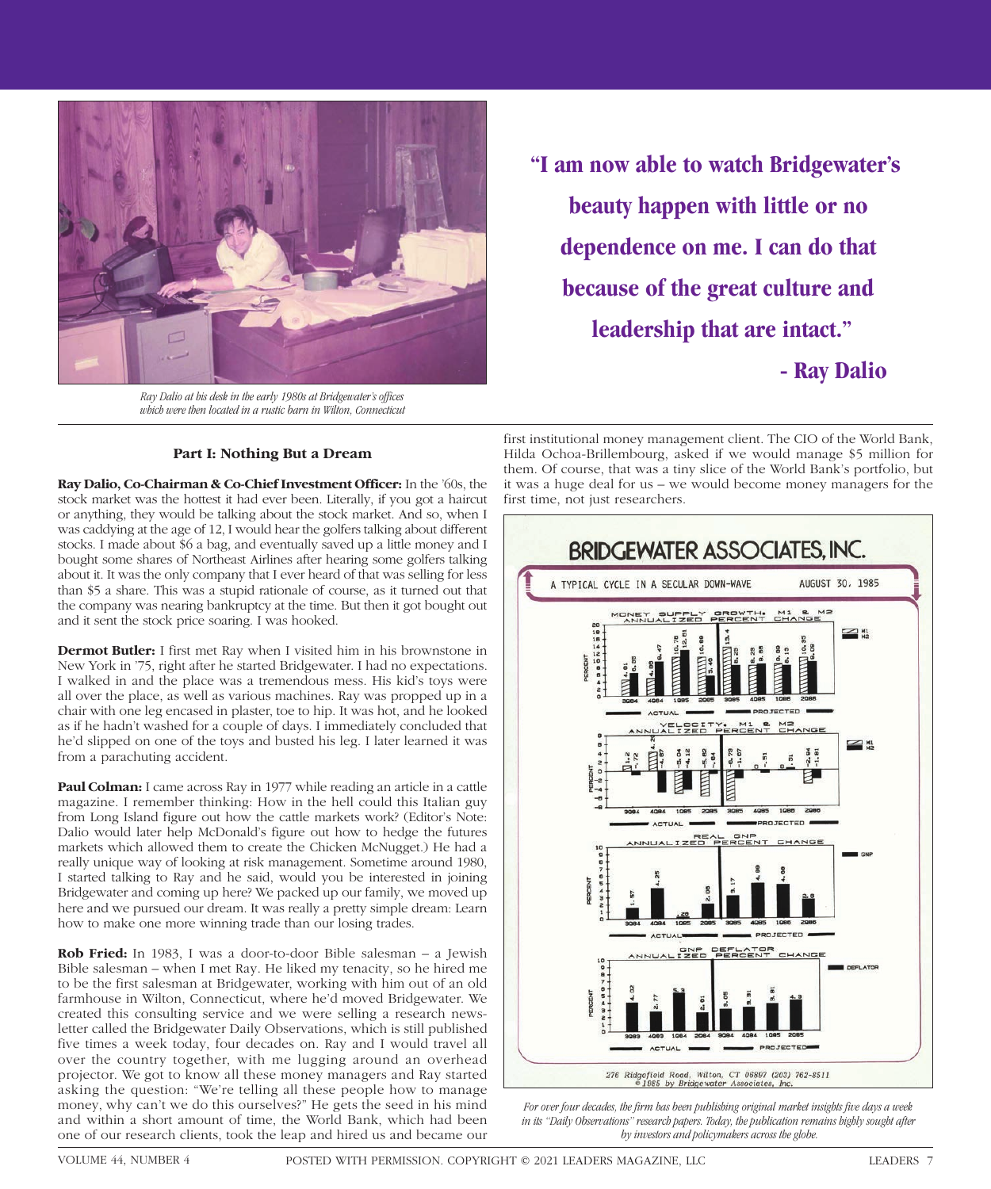Ray Dalio at his desk in the early 1980s at Bridgewater's offices which were then located in a rustic barn in Wilton, Connecticut

> **"I am now able to watch Bridgewater's beauty happen with little or no dependence on me. I can do that because of the great culture and leadership that are intact."**
>
> **- Ray Dalio**

### Part I: Nothing But a Dream

**Ray Dalio, Co-Chairman & Co-Chief Investment Officer:** In the '60s, the stock market was the hottest it had ever been. Literally, if you got a haircut or anything, they would be talking about the stock market. And so, when I was caddying at the age of 12, I would hear the golfers talking about different stocks. I made about $6 a bag, and eventually saved up a little money and I bought some shares of Northeast Airlines after hearing some golfers talking about it. It was the only company that I ever heard of that was selling for less than $5 a share. This was a stupid rationale of course, as it turned out that the company was nearing bankruptcy at the time. But then it got bought out and it sent the stock price soaring. I was hooked.

**Dermot Butler:** I first met Ray when I visited him in his brownstone in New York in '75, right after he started Bridgewater. I had no expectations. I walked in and the place was a tremendous mess. His kid's toys were all over the place, as well as various machines. Ray was propped up in a chair with one leg encased in plaster, toe to hip. It was hot, and he looked as if he hadn't washed for a couple of days. I immediately concluded that he'd slipped on one of the toys and busted his leg. I later learned it was from a parachuting accident.

**Paul Colman:** I came across Ray in 1977 while reading an article in a cattle magazine. I remember thinking: How in the hell could this Italian guy from Long Island figure out how the cattle markets work? (Editor's Note: Dalio would later help McDonald's figure out how to hedge the futures markets which allowed them to create the Chicken McNugget.) He had a really unique way of looking at risk management. Sometime around 1980, I started talking to Ray and he said, would you be interested in joining Bridgewater and coming up here? We packed up our family, we moved up here and we pursued our dream. It was really a pretty simple dream: Learn how to make one more winning trade than our losing trades.

**Rob Fried:** In 1983, I was a door-to-door Bible salesman – a Jewish Bible salesman – when I met Ray. He liked my tenacity, so he hired me to be the first salesman at Bridgewater, working with him out of an old farmhouse in Wilton, Connecticut, where he'd moved Bridgewater. We created this consulting service and we were selling a research newsletter called the Bridgewater Daily Observations, which is still published five times a week today, four decades on. Ray and I would travel all over the country together, with me lugging around an overhead projector. We got to know all these money managers and Ray started asking the question: "We're telling all these people how to manage money, why can't we do this ourselves?" He gets the seed in his mind and within a short amount of time, the World Bank, which had been one of our research clients, took the leap and hired us and became our first institutional money management client. The CIO of the World Bank, Hilda Ochoa-Brillembourg, asked if we would manage $5 million for them. Of course, that was a tiny slice of the World Bank's portfolio, but it was a huge deal for us – we would become money managers for the first time, not just researchers.

*For over four decades, the firm has been publishing original market insights five days a week in its "Daily Observations" research papers. Today, the publication remains highly sought after by investors and policymakers across the globe.*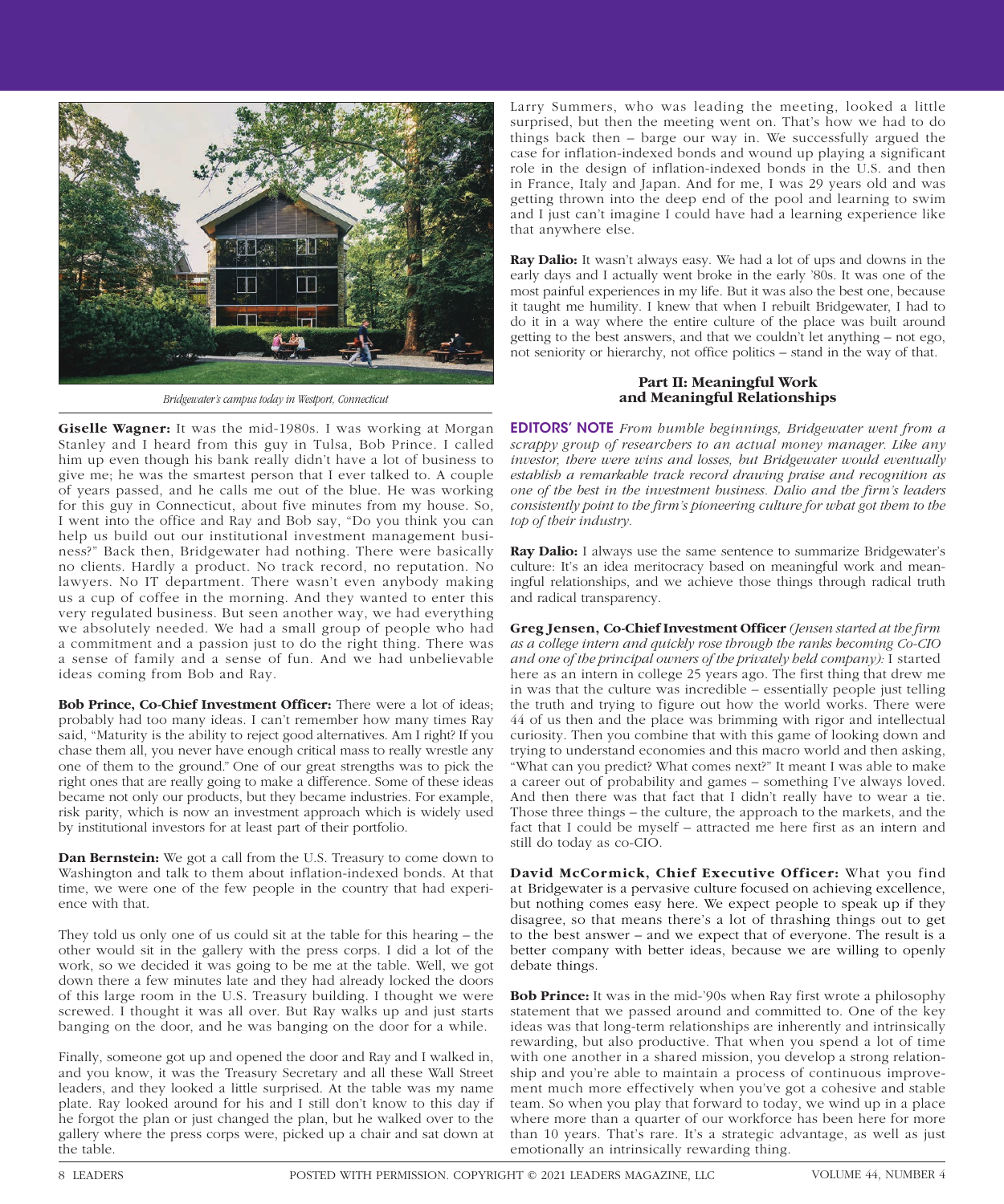*Bridgewater's campus today in Westport, Connecticut*

**Giselle Wagner:** It was the mid-1980s. I was working at Morgan Stanley and I heard from this guy in Tulsa, Bob Prince. I called him up even though his bank really didn't have a lot of business to give me; he was the smartest person that I ever talked to. A couple of years passed, and he calls me out of the blue. He was working for this guy in Connecticut, about five minutes from my house. So, I went into the office and Ray and Bob say, "Do you think you can help us build out our institutional investment management business?" Back then, Bridgewater had nothing. There were basically no clients. Hardly a product. No track record, no reputation. No lawyers. No IT department. There wasn't even anybody making us a cup of coffee in the morning. And they wanted to enter this very regulated business. But seen another way, we had everything we absolutely needed. We had a small group of people who had a commitment and a passion just to do the right thing. There was a sense of family and a sense of fun. And we had unbelievable ideas coming from Bob and Ray.

**Bob Prince, Co-Chief Investment Officer:** There were a lot of ideas; probably had too many ideas. I can't remember how many times Ray said, "Maturity is the ability to reject good alternatives. Am I right? If you chase them all, you never have enough critical mass to really wrestle any one of them to the ground." One of our great strengths was to pick the right ones that are really going to make a difference. Some of these ideas became not only our products, but they became industries. For example, risk parity, which is now an investment approach which is widely used by institutional investors for at least part of their portfolio.

**Dan Bernstein:** We got a call from the U.S. Treasury to come down to Washington and talk to them about inflation-indexed bonds. At that time, we were one of the few people in the country that had experience with that.

They told us only one of us could sit at the table for this hearing – the other would sit in the gallery with the press corps. I did a lot of the work, so we decided it was going to be me at the table. Well, we got down there a few minutes late and they had already locked the doors of this large room in the U.S. Treasury building. I thought we were screwed. I thought it was all over. But Ray walks up and just starts banging on the door, and he was banging on the door for a while.

Finally, someone got up and opened the door and Ray and I walked in, and you know, it was the Treasury Secretary and all these Wall Street leaders, and they looked a little surprised. At the table was my name plate. Ray looked around for his and I still don't know to this day if he forgot the plan or just changed the plan, but he walked over to the gallery where the press corps were, picked up a chair and sat down at the table.

Larry Summers, who was leading the meeting, looked a little surprised, but then the meeting went on. That's how we had to do things back then – barge our way in. We successfully argued the case for inflation-indexed bonds and wound up playing a significant role in the design of inflation-indexed bonds in the U.S. and then in France, Italy and Japan. And for me, I was 29 years old and was getting thrown into the deep end of the pool and learning to swim and I just can't imagine I could have had a learning experience like that anywhere else.

**Ray Dalio:** It wasn't always easy. We had a lot of ups and downs in the early days and I actually went broke in the early '80s. It was one of the most painful experiences in my life. But it was also the best one, because it taught me humility. I knew that when I rebuilt Bridgewater, I had to do it in a way where the entire culture of the place was built around getting to the best answers, and that we couldn't let anything – not ego, not seniority or hierarchy, not office politics – stand in the way of that.

## Part II: Meaningful Work and Meaningful Relationships

**EDITORS' NOTE** *From humble beginnings, Bridgewater went from a scrappy group of researchers to an actual money manager. Like any investor, there were wins and losses, but Bridgewater would eventually establish a remarkable track record drawing praise and recognition as one of the best in the investment business. Dalio and the firm's leaders consistently point to the firm's pioneering culture for what got them to the top of their industry.*

**Ray Dalio:** I always use the same sentence to summarize Bridgewater's culture: It's an idea meritocracy based on meaningful work and meaningful relationships, and we achieve those things through radical truth and radical transparency.

**Greg Jensen, Co-Chief Investment Officer** *(Jensen started at the firm as a college intern and quickly rose through the ranks becoming Co-CIO and one of the principal owners of the privately held company):* I started here as an intern in college 25 years ago. The first thing that drew me in was that the culture was incredible – essentially people just telling the truth and trying to figure out how the world works. There were 44 of us then and the place was brimming with rigor and intellectual curiosity. Then you combine that with this game of looking down and trying to understand economies and this macro world and then asking, "What can you predict? What comes next?" It meant I was able to make a career out of probability and games – something I've always loved. And then there was that fact that I didn't really have to wear a tie. Those three things – the culture, the approach to the markets, and the fact that I could be myself – attracted me here first as an intern and still do today as co-CIO.

**David McCormick, Chief Executive Officer:** What you find at Bridgewater is a pervasive culture focused on achieving excellence, but nothing comes easy here. We expect people to speak up if they disagree, so that means there's a lot of thrashing things out to get to the best answer – and we expect that of everyone. The result is a better company with better ideas, because we are willing to openly debate things.

**Bob Prince:** It was in the mid-'90s when Ray first wrote a philosophy statement that we passed around and committed to. One of the key ideas was that long-term relationships are inherently and intrinsically rewarding, but also productive. That when you spend a lot of time with one another in a shared mission, you develop a strong relationship and you're able to maintain a process of continuous improvement much more effectively when you've got a cohesive and stable team. So when you play that forward to today, we wind up in a place where more than a quarter of our workforce has been here for more than 10 years. That's rare. It's a strategic advantage, as well as just emotionally an intrinsically rewarding thing.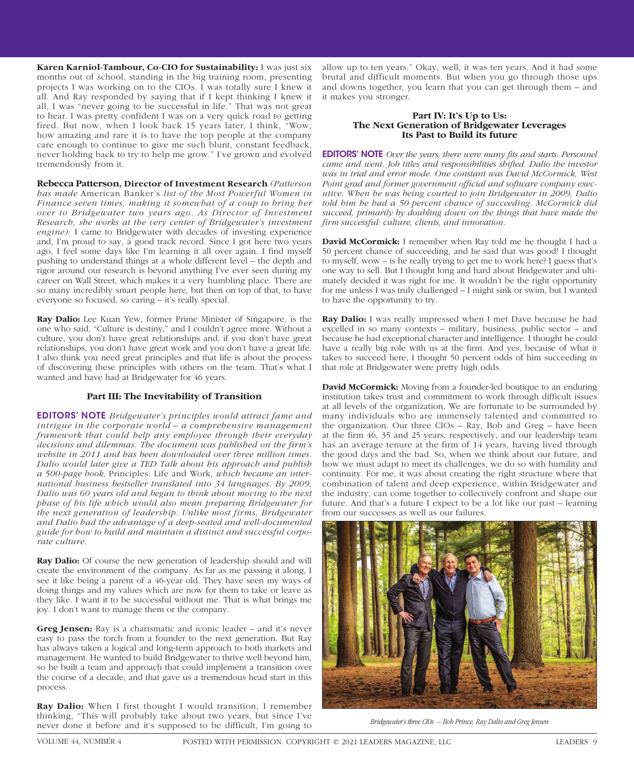**Karen Karniol-Tambour, Co-CIO for Sustainability:** I was just six months out of school, standing in the big training room, presenting projects I was working on to the CIOs. I was totally sure I knew it all. And Ray responded by saying that if I kept thinking I knew it all, I was "never going to be successful in life." That was not great to hear. I was pretty confident I was on a very quick road to getting fired. But now, when I look back 15 years later, I think, "Wow, how amazing and rare it is to have the top people at the company care enough to continue to give me such blunt, constant feedback, never holding back to try to help me grow." I've grown and evolved tremendously from it.

**Rebecca Patterson, Director of Investment Research** *(Patterson has made* American Banker's *list of the Most Powerful Women in Finance seven times, making it somewhat of a coup to bring her over to Bridgewater two years ago. As Director of Investment Research, she works at the very center of Bridgewater's investment engine):* I came to Bridgewater with decades of investing experience and, I'm proud to say, a good track record. Since I got here two years ago, I feel some days like I'm learning it all over again. I find myself pushing to understand things at a whole different level – the depth and rigor around our research is beyond anything I've ever seen during my career on Wall Street, which makes it a very humbling place. There are so many incredibly smart people here, but then on top of that, to have everyone so focused, so caring – it's really special.

**Ray Dalio:** Lee Kuan Yew, former Prime Minister of Singapore, is the one who said, "Culture is destiny," and I couldn't agree more. Without a culture, you don't have great relationships and, if you don't have great relationships, you don't have great work and you don't have a great life. I also think you need great principles and that life is about the process of discovering these principles with others on the team. That's what I wanted and have had at Bridgewater for 46 years.

### Part III: The Inevitability of Transition

**EDITORS' NOTE** *Bridgewater's principles would attract fame and intrigue in the corporate world – a comprehensive management framework that could help any employee through their everyday decisions and dilemmas. The document was published on the firm's website in 2011 and has been downloaded over three million times. Dalio would later give a TED Talk about his approach and publish a 500-page book,* Principles: Life and Work, *which became an international business bestseller translated into 34 languages. By 2009, Dalio was 60 years old and began to think about moving to the next phase of his life which would also mean preparing Bridgewater for the next generation of leadership. Unlike most firms, Bridgewater and Dalio had the advantage of a deep-seated and well-documented guide for how to build and maintain a distinct and successful corporate culture.*

**Ray Dalio:** Of course the new generation of leadership should and will create the environment of the company. As far as me passing it along, I see it like being a parent of a 46-year old. They have seen my ways of doing things and my values which are now for them to take or leave as they like. I want it to be successful without me. That is what brings me joy. I don't want to manage them or the company.

**Greg Jensen:** Ray is a charismatic and iconic leader – and it's never easy to pass the torch from a founder to the next generation. But Ray has always taken a logical and long-term approach to both markets and management. He wanted to build Bridgewater to thrive well beyond him, so he built a team and approach that could implement a transition over the course of a decade, and that gave us a tremendous head start in this process.

**Ray Dalio:** When I first thought I would transition, I remember thinking, "This will probably take about two years, but since I've never done it before and it's supposed to be difficult, I'm going to allow up to ten years." Okay, well, it was ten years. And it had some brutal and difficult moments. But when you go through those ups and downs together, you learn that you can get through them – and it makes you stronger.

### Part IV: It's Up to Us: The Next Generation of Bridgewater Leverages Its Past to Build its future

**EDITORS' NOTE** *Over the years, there were many fits and starts. Personnel came and went. Job titles and responsibilities shifted. Dalio the investor was in trial and error mode. One constant was David McCormick, West Point grad and former government official and software company executive. When he was being courted to join Bridgewater in 2009, Dalio told him he had a 50 percent chance of succeeding. McCormick did succeed, primarily by doubling down on the things that have made the firm successful: culture, clients, and innovation.*

**David McCormick:** I remember when Ray told me he thought I had a 50 percent chance of succeeding, and he said that was good! I thought to myself, wow – is he really trying to get me to work here? I guess that's one way to sell. But I thought long and hard about Bridgewater and ultimately decided it was right for me. It wouldn't be the right opportunity for me unless I was truly challenged – I might sink or swim, but I wanted to have the opportunity to try.

**Ray Dalio:** I was really impressed when I met Dave because he had excelled in so many contexts – military, business, public sector – and because he had exceptional character and intelligence. I thought he could have a really big role with us at the firm. And yes, because of what it takes to succeed here, I thought 50 percent odds of him succeeding in that role at Bridgewater were pretty high odds.

**David McCormick:** Moving from a founder-led boutique to an enduring institution takes trust and commitment to work through difficult issues at all levels of the organization. We are fortunate to be surrounded by many individuals who are immensely talented and committed to the organization. Our three CIOs – Ray, Bob and Greg – have been at the firm 46, 35 and 25 years, respectively, and our leadership team has an average tenure at the firm of 14 years, having lived through the good days and the bad. So, when we think about our future, and how we must adapt to meet its challenges, we do so with humility and continuity. For me, it was about creating the right structure where that combination of talent and deep experience, within Bridgewater and the industry, can come together to collectively confront and shape our future. And that's a future I expect to be a lot like our past – learning from our successes as well as our failures.

*Bridgewater's three CIOs – Bob Prince, Ray Dalio and Greg Jensen*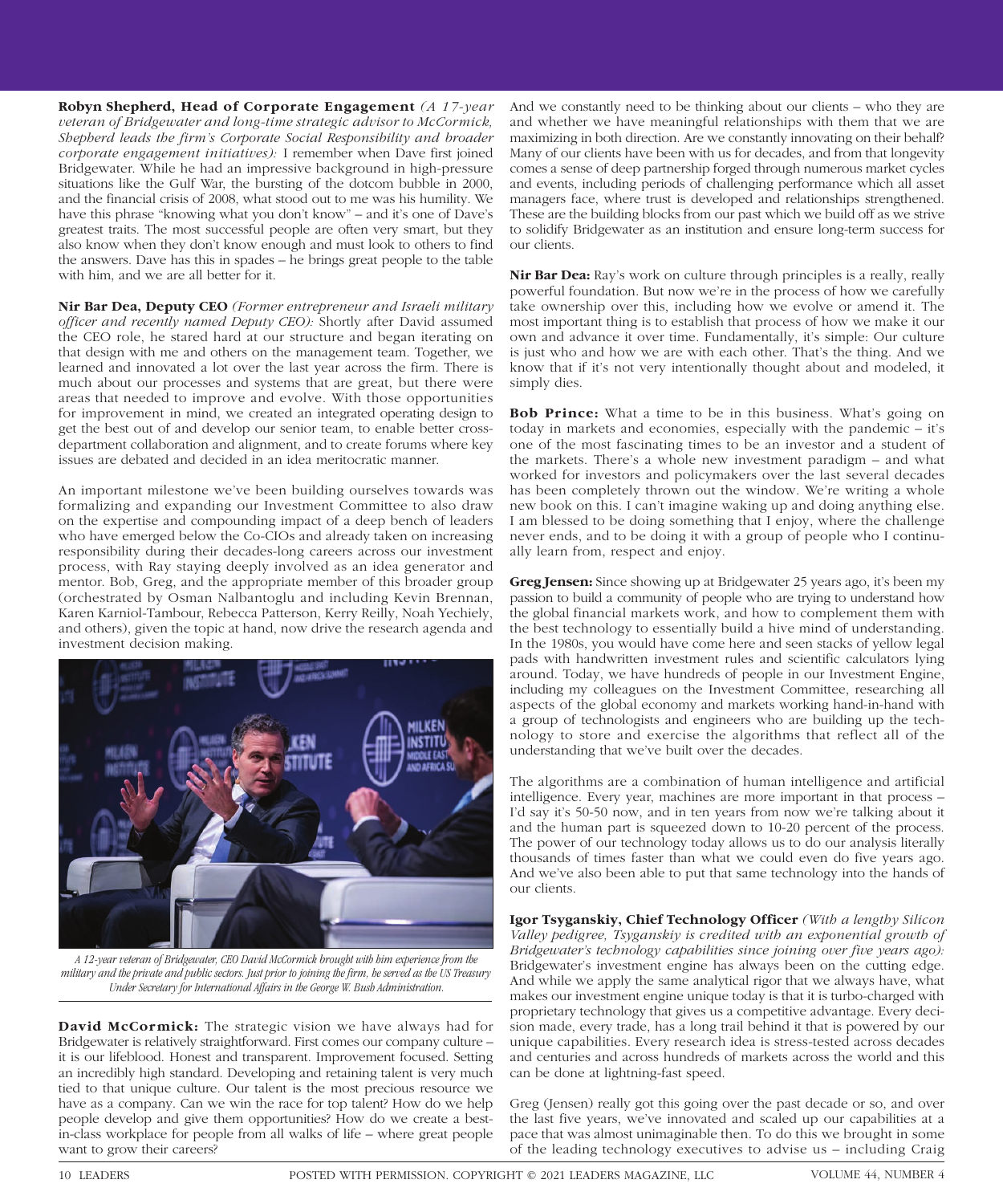**Robyn Shepherd, Head of Corporate Engagement** *(A 17-year veteran of Bridgewater and long-time strategic advisor to McCormick, Shepherd leads the firm's Corporate Social Responsibility and broader corporate engagement initiatives):* I remember when Dave first joined Bridgewater. While he had an impressive background in high-pressure situations like the Gulf War, the bursting of the dotcom bubble in 2000, and the financial crisis of 2008, what stood out to me was his humility. We have this phrase "knowing what you don't know" – and it's one of Dave's greatest traits. The most successful people are often very smart, but they also know when they don't know enough and must look to others to find the answers. Dave has this in spades – he brings great people to the table with him, and we are all better for it.

**Nir Bar Dea, Deputy CEO** *(Former entrepreneur and Israeli military officer and recently named Deputy CEO):* Shortly after David assumed the CEO role, he stared hard at our structure and began iterating on that design with me and others on the management team. Together, we learned and innovated a lot over the last year across the firm. There is much about our processes and systems that are great, but there were areas that needed to improve and evolve. With those opportunities for improvement in mind, we created an integrated operating design to get the best out of and develop our senior team, to enable better cross-department collaboration and alignment, and to create forums where key issues are debated and decided in an idea meritocratic manner.

An important milestone we've been building ourselves towards was formalizing and expanding our Investment Committee to also draw on the expertise and compounding impact of a deep bench of leaders who have emerged below the Co-CIOs and already taken on increasing responsibility during their decades-long careers across our investment process, with Ray staying deeply involved as an idea generator and mentor. Bob, Greg, and the appropriate member of this broader group (orchestrated by Osman Nalbantoglu and including Kevin Brennan, Karen Karniol-Tambour, Rebecca Patterson, Kerry Reilly, Noah Yechiely, and others), given the topic at hand, now drive the research agenda and investment decision making.

*A 12-year veteran of Bridgewater, CEO David McCormick brought with him experience from the military and the private and public sectors. Just prior to joining the firm, he served as the US Treasury Under Secretary for International Affairs in the George W. Bush Administration.*

**David McCormick:** The strategic vision we have always had for Bridgewater is relatively straightforward. First comes our company culture – it is our lifeblood. Honest and transparent. Improvement focused. Setting an incredibly high standard. Developing and retaining talent is very much tied to that unique culture. Our talent is the most precious resource we have as a company. Can we win the race for top talent? How do we help people develop and give them opportunities? How do we create a best-in-class workplace for people from all walks of life – where great people want to grow their careers?

And we constantly need to be thinking about our clients – who they are and whether we have meaningful relationships with them that we are maximizing in both direction. Are we constantly innovating on their behalf? Many of our clients have been with us for decades, and from that longevity comes a sense of deep partnership forged through numerous market cycles and events, including periods of challenging performance which all asset managers face, where trust is developed and relationships strengthened. These are the building blocks from our past which we build off as we strive to solidify Bridgewater as an institution and ensure long-term success for our clients.

**Nir Bar Dea:** Ray's work on culture through principles is a really, really powerful foundation. But now we're in the process of how we carefully take ownership over this, including how we evolve or amend it. The most important thing is to establish that process of how we make it our own and advance it over time. Fundamentally, it's simple: Our culture is just who and how we are with each other. That's the thing. And we know that if it's not very intentionally thought about and modeled, it simply dies.

**Bob Prince:** What a time to be in this business. What's going on today in markets and economies, especially with the pandemic – it's one of the most fascinating times to be an investor and a student of the markets. There's a whole new investment paradigm – and what worked for investors and policymakers over the last several decades has been completely thrown out the window. We're writing a whole new book on this. I can't imagine waking up and doing anything else. I am blessed to be doing something that I enjoy, where the challenge never ends, and to be doing it with a group of people who I continually learn from, respect and enjoy.

**Greg Jensen:** Since showing up at Bridgewater 25 years ago, it's been my passion to build a community of people who are trying to understand how the global financial markets work, and how to complement them with the best technology to essentially build a hive mind of understanding. In the 1980s, you would have come here and seen stacks of yellow legal pads with handwritten investment rules and scientific calculators lying around. Today, we have hundreds of people in our Investment Engine, including my colleagues on the Investment Committee, researching all aspects of the global economy and markets working hand-in-hand with a group of technologists and engineers who are building up the technology to store and exercise the algorithms that reflect all of the understanding that we've built over the decades.

The algorithms are a combination of human intelligence and artificial intelligence. Every year, machines are more important in that process – I'd say it's 50-50 now, and in ten years from now we're talking about it and the human part is squeezed down to 10-20 percent of the process. The power of our technology today allows us to do our analysis literally thousands of times faster than what we could even do five years ago. And we've also been able to put that same technology into the hands of our clients.

**Igor Tsyganskiy, Chief Technology Officer** *(With a lengthy Silicon Valley pedigree, Tsyganskiy is credited with an exponential growth of Bridgewater's technology capabilities since joining over five years ago):* Bridgewater's investment engine has always been on the cutting edge. And while we apply the same analytical rigor that we always have, what makes our investment engine unique today is that it is turbo-charged with proprietary technology that gives us a competitive advantage. Every decision made, every trade, has a long trail behind it that is powered by our unique capabilities. Every research idea is stress-tested across decades and centuries and across hundreds of markets across the world and this can be done at lightning-fast speed.

Greg (Jensen) really got this going over the past decade or so, and over the last five years, we've innovated and scaled up our capabilities at a pace that was almost unimaginable then. To do this we brought in some of the leading technology executives to advise us – including Craig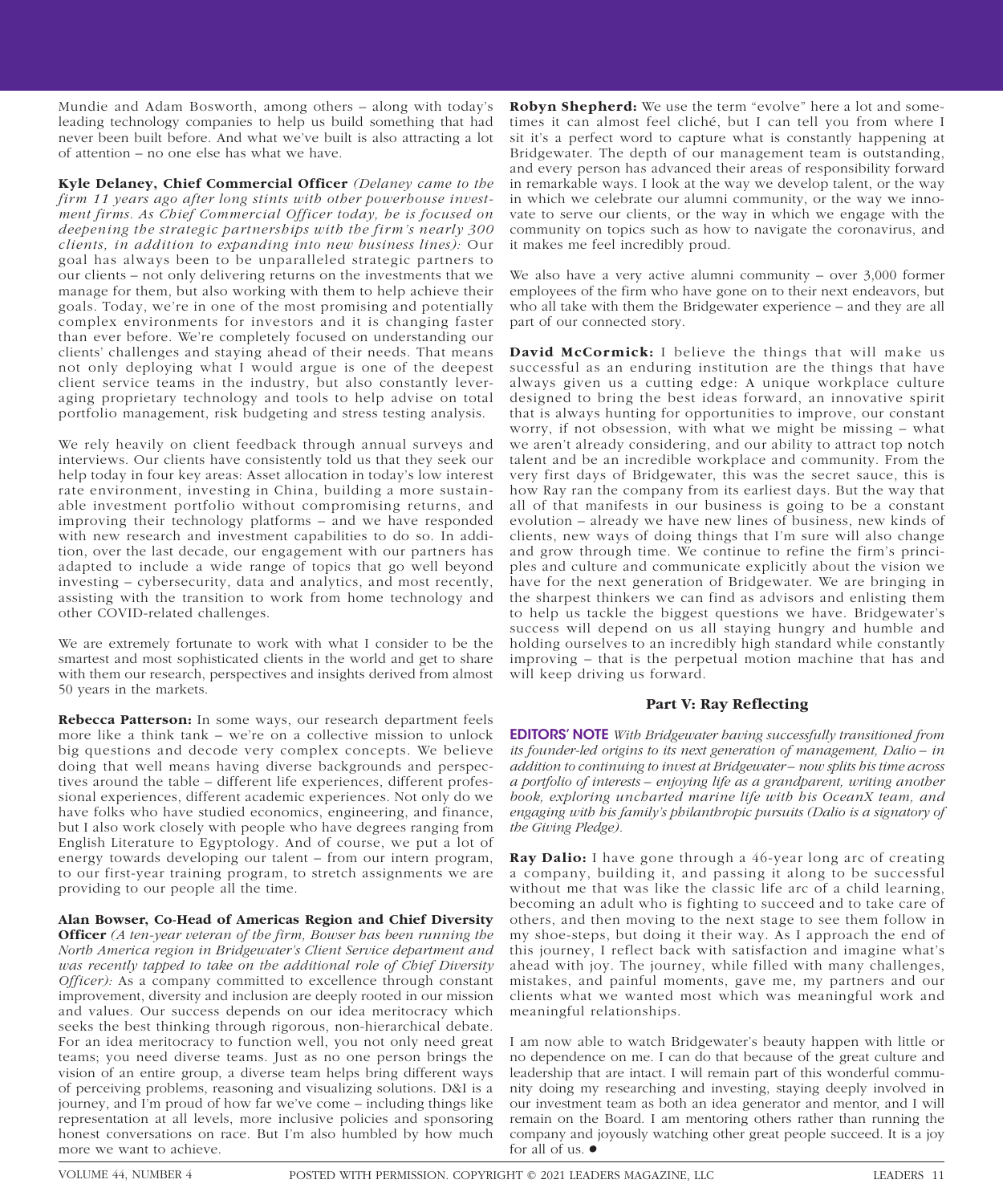Mundie and Adam Bosworth, among others – along with today's leading technology companies to help us build something that had never been built before. And what we've built is also attracting a lot of attention – no one else has what we have.

**Kyle Delaney, Chief Commercial Officer** *(Delaney came to the firm 11 years ago after long stints with other powerhouse investment firms. As Chief Commercial Officer today, he is focused on deepening the strategic partnerships with the firm's nearly 300 clients, in addition to expanding into new business lines):* Our goal has always been to be unparalleled strategic partners to our clients – not only delivering returns on the investments that we manage for them, but also working with them to help achieve their goals. Today, we're in one of the most promising and potentially complex environments for investors and it is changing faster than ever before. We're completely focused on understanding our clients' challenges and staying ahead of their needs. That means not only deploying what I would argue is one of the deepest client service teams in the industry, but also constantly leveraging proprietary technology and tools to help advise on total portfolio management, risk budgeting and stress testing analysis.

We rely heavily on client feedback through annual surveys and interviews. Our clients have consistently told us that they seek our help today in four key areas: Asset allocation in today's low interest rate environment, investing in China, building a more sustainable investment portfolio without compromising returns, and improving their technology platforms – and we have responded with new research and investment capabilities to do so. In addition, over the last decade, our engagement with our partners has adapted to include a wide range of topics that go well beyond investing – cybersecurity, data and analytics, and most recently, assisting with the transition to work from home technology and other COVID-related challenges.

We are extremely fortunate to work with what I consider to be the smartest and most sophisticated clients in the world and get to share with them our research, perspectives and insights derived from almost 50 years in the markets.

**Rebecca Patterson:** In some ways, our research department feels more like a think tank – we're on a collective mission to unlock big questions and decode very complex concepts. We believe doing that well means having diverse backgrounds and perspectives around the table – different life experiences, different professional experiences, different academic experiences. Not only do we have folks who have studied economics, engineering, and finance, but I also work closely with people who have degrees ranging from English Literature to Egyptology. And of course, we put a lot of energy towards developing our talent – from our intern program, to our first-year training program, to stretch assignments we are providing to our people all the time.

**Alan Bowser, Co-Head of Americas Region and Chief Diversity Officer** *(A ten-year veteran of the firm, Bowser has been running the North America region in Bridgewater's Client Service department and was recently tapped to take on the additional role of Chief Diversity Officer):* As a company committed to excellence through constant improvement, diversity and inclusion are deeply rooted in our mission and values. Our success depends on our idea meritocracy which seeks the best thinking through rigorous, non-hierarchical debate. For an idea meritocracy to function well, you not only need great teams; you need diverse teams. Just as no one person brings the vision of an entire group, a diverse team helps bring different ways of perceiving problems, reasoning and visualizing solutions. D&I is a journey, and I'm proud of how far we've come – including things like representation at all levels, more inclusive policies and sponsoring honest conversations on race. But I'm also humbled by how much more we want to achieve.

**Robyn Shepherd:** We use the term "evolve" here a lot and sometimes it can almost feel cliché, but I can tell you from where I sit it's a perfect word to capture what is constantly happening at Bridgewater. The depth of our management team is outstanding, and every person has advanced their areas of responsibility forward in remarkable ways. I look at the way we develop talent, or the way in which we celebrate our alumni community, or the way we innovate to serve our clients, or the way in which we engage with the community on topics such as how to navigate the coronavirus, and it makes me feel incredibly proud.

We also have a very active alumni community – over 3,000 former employees of the firm who have gone on to their next endeavors, but who all take with them the Bridgewater experience – and they are all part of our connected story.

**David McCormick:** I believe the things that will make us successful as an enduring institution are the things that have always given us a cutting edge: A unique workplace culture designed to bring the best ideas forward, an innovative spirit that is always hunting for opportunities to improve, our constant worry, if not obsession, with what we might be missing – what we aren't already considering, and our ability to attract top notch talent and be an incredible workplace and community. From the very first days of Bridgewater, this was the secret sauce, this is how Ray ran the company from its earliest days. But the way that all of that manifests in our business is going to be a constant evolution – already we have new lines of business, new kinds of clients, new ways of doing things that I'm sure will also change and grow through time. We continue to refine the firm's principles and culture and communicate explicitly about the vision we have for the next generation of Bridgewater. We are bringing in the sharpest thinkers we can find as advisors and enlisting them to help us tackle the biggest questions we have. Bridgewater's success will depend on us all staying hungry and humble and holding ourselves to an incredibly high standard while constantly improving – that is the perpetual motion machine that has and will keep driving us forward.

## Part V: Ray Reflecting

**EDITORS' NOTE** *With Bridgewater having successfully transitioned from its founder-led origins to its next generation of management, Dalio – in addition to continuing to invest at Bridgewater – now splits his time across a portfolio of interests – enjoying life as a grandparent, writing another book, exploring uncharted marine life with his OceanX team, and engaging with his family's philanthropic pursuits (Dalio is a signatory of the Giving Pledge).*

**Ray Dalio:** I have gone through a 46-year long arc of creating a company, building it, and passing it along to be successful without me that was like the classic life arc of a child learning, becoming an adult who is fighting to succeed and to take care of others, and then moving to the next stage to see them follow in my shoe-steps, but doing it their way. As I approach the end of this journey, I reflect back with satisfaction and imagine what's ahead with joy. The journey, while filled with many challenges, mistakes, and painful moments, gave me, my partners and our clients what we wanted most which was meaningful work and meaningful relationships.

I am now able to watch Bridgewater's beauty happen with little or no dependence on me. I can do that because of the great culture and leadership that are intact. I will remain part of this wonderful community doing my researching and investing, staying deeply involved in our investment team as both an idea generator and mentor, and I will remain on the Board. I am mentoring others rather than running the company and joyously watching other great people succeed. It is a joy for all of us. ●